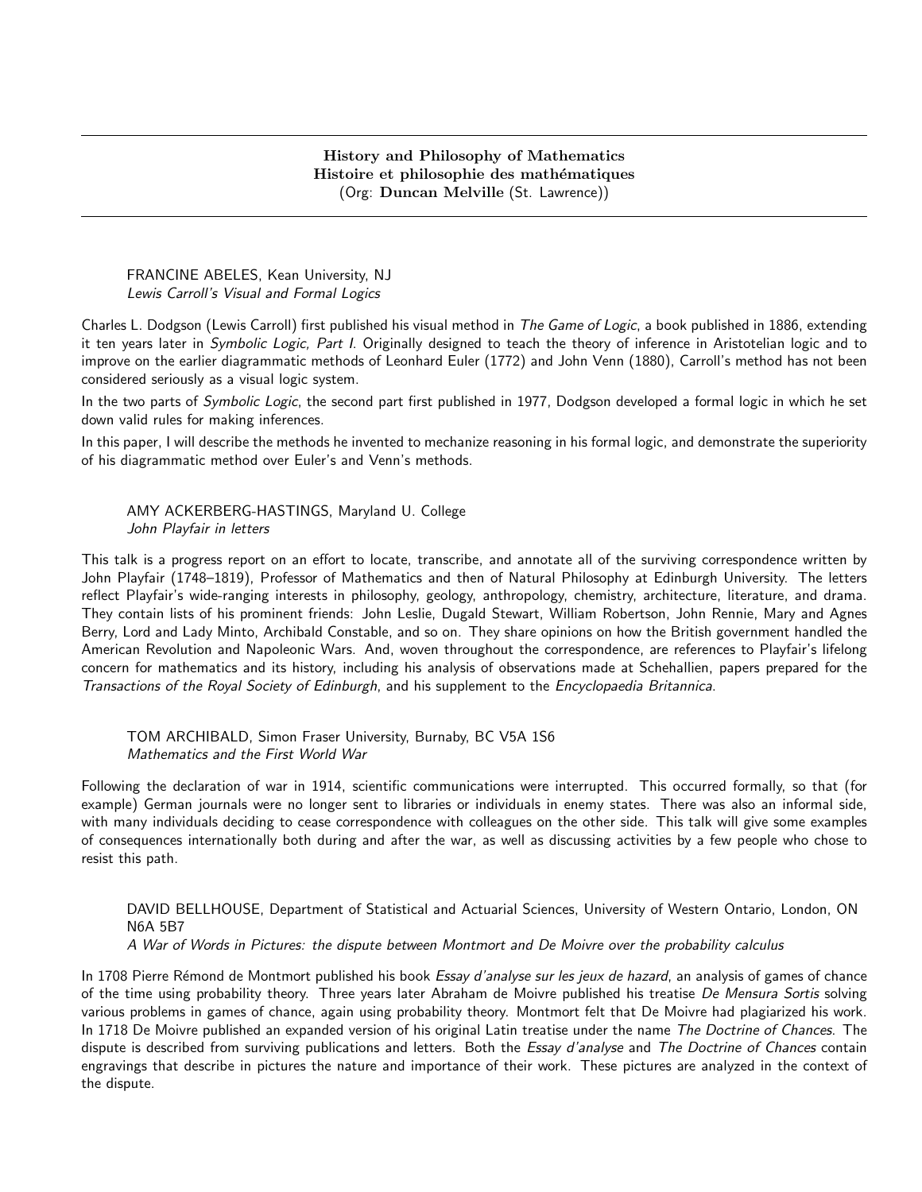**History and Philosophy of Mathematics**
**Histoire et philosophie des mathématiques**
(Org: **Duncan Melville** (St. Lawrence))

FRANCINE ABELES, Kean University, NJ
*Lewis Carroll's Visual and Formal Logics*

Charles L. Dodgson (Lewis Carroll) first published his visual method in *The Game of Logic*, a book published in 1886, extending it ten years later in *Symbolic Logic, Part I*. Originally designed to teach the theory of inference in Aristotelian logic and to improve on the earlier diagrammatic methods of Leonhard Euler (1772) and John Venn (1880), Carroll's method has not been considered seriously as a visual logic system.

In the two parts of *Symbolic Logic*, the second part first published in 1977, Dodgson developed a formal logic in which he set down valid rules for making inferences.

In this paper, I will describe the methods he invented to mechanize reasoning in his formal logic, and demonstrate the superiority of his diagrammatic method over Euler's and Venn's methods.

AMY ACKERBERG-HASTINGS, Maryland U. College
*John Playfair in letters*

This talk is a progress report on an effort to locate, transcribe, and annotate all of the surviving correspondence written by John Playfair (1748–1819), Professor of Mathematics and then of Natural Philosophy at Edinburgh University. The letters reflect Playfair's wide-ranging interests in philosophy, geology, anthropology, chemistry, architecture, literature, and drama. They contain lists of his prominent friends: John Leslie, Dugald Stewart, William Robertson, John Rennie, Mary and Agnes Berry, Lord and Lady Minto, Archibald Constable, and so on. They share opinions on how the British government handled the American Revolution and Napoleonic Wars. And, woven throughout the correspondence, are references to Playfair's lifelong concern for mathematics and its history, including his analysis of observations made at Schehallien, papers prepared for the *Transactions of the Royal Society of Edinburgh*, and his supplement to the *Encyclopaedia Britannica*.

TOM ARCHIBALD, Simon Fraser University, Burnaby, BC V5A 1S6
*Mathematics and the First World War*

Following the declaration of war in 1914, scientific communications were interrupted. This occurred formally, so that (for example) German journals were no longer sent to libraries or individuals in enemy states. There was also an informal side, with many individuals deciding to cease correspondence with colleagues on the other side. This talk will give some examples of consequences internationally both during and after the war, as well as discussing activities by a few people who chose to resist this path.

DAVID BELLHOUSE, Department of Statistical and Actuarial Sciences, University of Western Ontario, London, ON N6A 5B7
*A War of Words in Pictures: the dispute between Montmort and De Moivre over the probability calculus*

In 1708 Pierre Rémond de Montmort published his book *Essay d'analyse sur les jeux de hazard*, an analysis of games of chance of the time using probability theory. Three years later Abraham de Moivre published his treatise *De Mensura Sortis* solving various problems in games of chance, again using probability theory. Montmort felt that De Moivre had plagiarized his work. In 1718 De Moivre published an expanded version of his original Latin treatise under the name *The Doctrine of Chances*. The dispute is described from surviving publications and letters. Both the *Essay d'analyse* and *The Doctrine of Chances* contain engravings that describe in pictures the nature and importance of their work. These pictures are analyzed in the context of the dispute.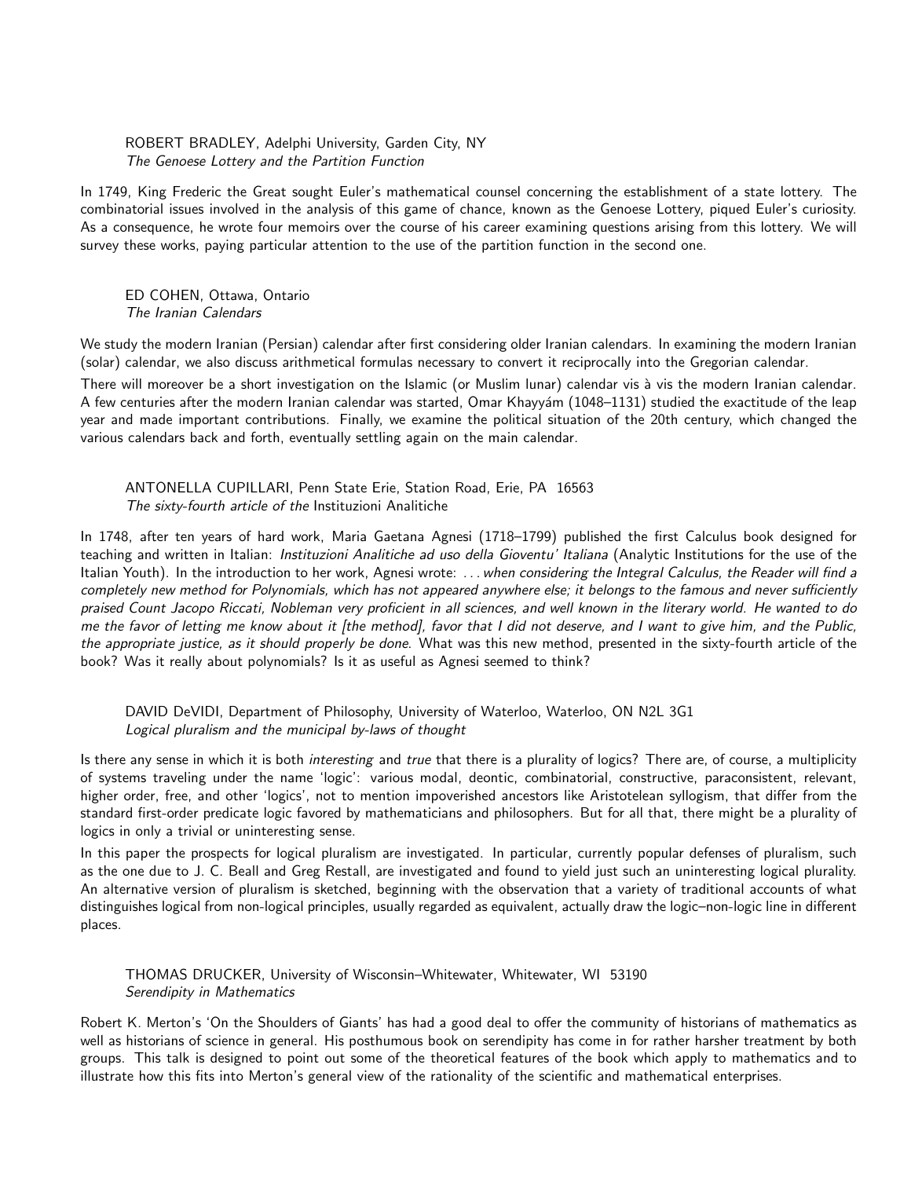ROBERT BRADLEY, Adelphi University, Garden City, NY
*The Genoese Lottery and the Partition Function*

In 1749, King Frederic the Great sought Euler's mathematical counsel concerning the establishment of a state lottery. The combinatorial issues involved in the analysis of this game of chance, known as the Genoese Lottery, piqued Euler's curiosity. As a consequence, he wrote four memoirs over the course of his career examining questions arising from this lottery. We will survey these works, paying particular attention to the use of the partition function in the second one.

ED COHEN, Ottawa, Ontario
*The Iranian Calendars*

We study the modern Iranian (Persian) calendar after first considering older Iranian calendars. In examining the modern Iranian (solar) calendar, we also discuss arithmetical formulas necessary to convert it reciprocally into the Gregorian calendar.

There will moreover be a short investigation on the Islamic (or Muslim lunar) calendar vis à vis the modern Iranian calendar. A few centuries after the modern Iranian calendar was started, Omar Khayyám (1048–1131) studied the exactitude of the leap year and made important contributions. Finally, we examine the political situation of the 20th century, which changed the various calendars back and forth, eventually settling again on the main calendar.

ANTONELLA CUPILLARI, Penn State Erie, Station Road, Erie, PA 16563
*The sixty-fourth article of the* Instituzioni Analitiche

In 1748, after ten years of hard work, Maria Gaetana Agnesi (1718–1799) published the first Calculus book designed for teaching and written in Italian: *Instituzioni Analitiche ad uso della Gioventu' Italiana* (Analytic Institutions for the use of the Italian Youth). In the introduction to her work, Agnesi wrote: *...when considering the Integral Calculus, the Reader will find a completely new method for Polynomials, which has not appeared anywhere else; it belongs to the famous and never sufficiently praised Count Jacopo Riccati, Nobleman very proficient in all sciences, and well known in the literary world. He wanted to do me the favor of letting me know about it [the method], favor that I did not deserve, and I want to give him, and the Public, the appropriate justice, as it should properly be done.* What was this new method, presented in the sixty-fourth article of the book? Was it really about polynomials? Is it as useful as Agnesi seemed to think?

DAVID DeVIDI, Department of Philosophy, University of Waterloo, Waterloo, ON N2L 3G1
*Logical pluralism and the municipal by-laws of thought*

Is there any sense in which it is both *interesting* and *true* that there is a plurality of logics? There are, of course, a multiplicity of systems traveling under the name 'logic': various modal, deontic, combinatorial, constructive, paraconsistent, relevant, higher order, free, and other 'logics', not to mention impoverished ancestors like Aristotelean syllogism, that differ from the standard first-order predicate logic favored by mathematicians and philosophers. But for all that, there might be a plurality of logics in only a trivial or uninteresting sense.

In this paper the prospects for logical pluralism are investigated. In particular, currently popular defenses of pluralism, such as the one due to J. C. Beall and Greg Restall, are investigated and found to yield just such an uninteresting logical plurality. An alternative version of pluralism is sketched, beginning with the observation that a variety of traditional accounts of what distinguishes logical from non-logical principles, usually regarded as equivalent, actually draw the logic–non-logic line in different places.

THOMAS DRUCKER, University of Wisconsin–Whitewater, Whitewater, WI 53190
*Serendipity in Mathematics*

Robert K. Merton's 'On the Shoulders of Giants' has had a good deal to offer the community of historians of mathematics as well as historians of science in general. His posthumous book on serendipity has come in for rather harsher treatment by both groups. This talk is designed to point out some of the theoretical features of the book which apply to mathematics and to illustrate how this fits into Merton's general view of the rationality of the scientific and mathematical enterprises.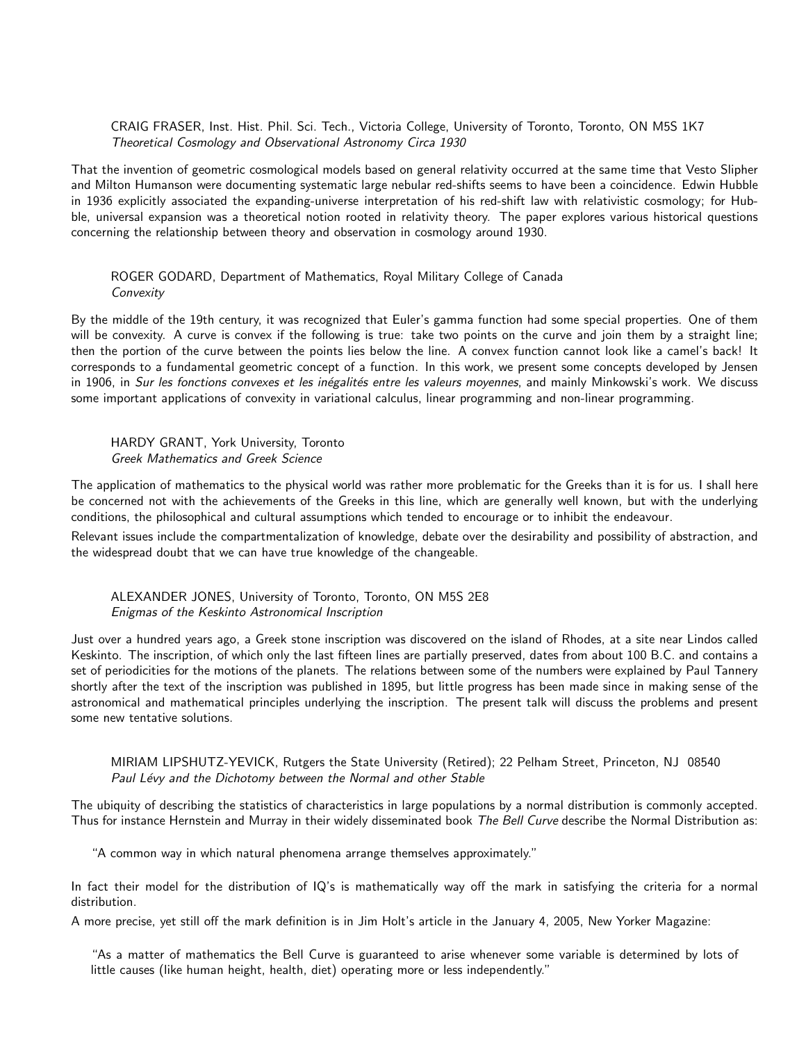CRAIG FRASER, Inst. Hist. Phil. Sci. Tech., Victoria College, University of Toronto, Toronto, ON M5S 1K7
*Theoretical Cosmology and Observational Astronomy Circa 1930*

That the invention of geometric cosmological models based on general relativity occurred at the same time that Vesto Slipher and Milton Humanson were documenting systematic large nebular red-shifts seems to have been a coincidence. Edwin Hubble in 1936 explicitly associated the expanding-universe interpretation of his red-shift law with relativistic cosmology; for Hubble, universal expansion was a theoretical notion rooted in relativity theory. The paper explores various historical questions concerning the relationship between theory and observation in cosmology around 1930.

ROGER GODARD, Department of Mathematics, Royal Military College of Canada
*Convexity*

By the middle of the 19th century, it was recognized that Euler's gamma function had some special properties. One of them will be convexity. A curve is convex if the following is true: take two points on the curve and join them by a straight line; then the portion of the curve between the points lies below the line. A convex function cannot look like a camel's back! It corresponds to a fundamental geometric concept of a function. In this work, we present some concepts developed by Jensen in 1906, in *Sur les fonctions convexes et les inégalités entre les valeurs moyennes*, and mainly Minkowski's work. We discuss some important applications of convexity in variational calculus, linear programming and non-linear programming.

HARDY GRANT, York University, Toronto
*Greek Mathematics and Greek Science*

The application of mathematics to the physical world was rather more problematic for the Greeks than it is for us. I shall here be concerned not with the achievements of the Greeks in this line, which are generally well known, but with the underlying conditions, the philosophical and cultural assumptions which tended to encourage or to inhibit the endeavour.

Relevant issues include the compartmentalization of knowledge, debate over the desirability and possibility of abstraction, and the widespread doubt that we can have true knowledge of the changeable.

ALEXANDER JONES, University of Toronto, Toronto, ON M5S 2E8
*Enigmas of the Keskinto Astronomical Inscription*

Just over a hundred years ago, a Greek stone inscription was discovered on the island of Rhodes, at a site near Lindos called Keskinto. The inscription, of which only the last fifteen lines are partially preserved, dates from about 100 B.C. and contains a set of periodicities for the motions of the planets. The relations between some of the numbers were explained by Paul Tannery shortly after the text of the inscription was published in 1895, but little progress has been made since in making sense of the astronomical and mathematical principles underlying the inscription. The present talk will discuss the problems and present some new tentative solutions.

MIRIAM LIPSHUTZ-YEVICK, Rutgers the State University (Retired); 22 Pelham Street, Princeton, NJ 08540
*Paul Lévy and the Dichotomy between the Normal and other Stable*

The ubiquity of describing the statistics of characteristics in large populations by a normal distribution is commonly accepted. Thus for instance Hernstein and Murray in their widely disseminated book *The Bell Curve* describe the Normal Distribution as:

> "A common way in which natural phenomena arrange themselves approximately."

In fact their model for the distribution of IQ's is mathematically way off the mark in satisfying the criteria for a normal distribution.

A more precise, yet still off the mark definition is in Jim Holt's article in the January 4, 2005, New Yorker Magazine:

> "As a matter of mathematics the Bell Curve is guaranteed to arise whenever some variable is determined by lots of little causes (like human height, health, diet) operating more or less independently."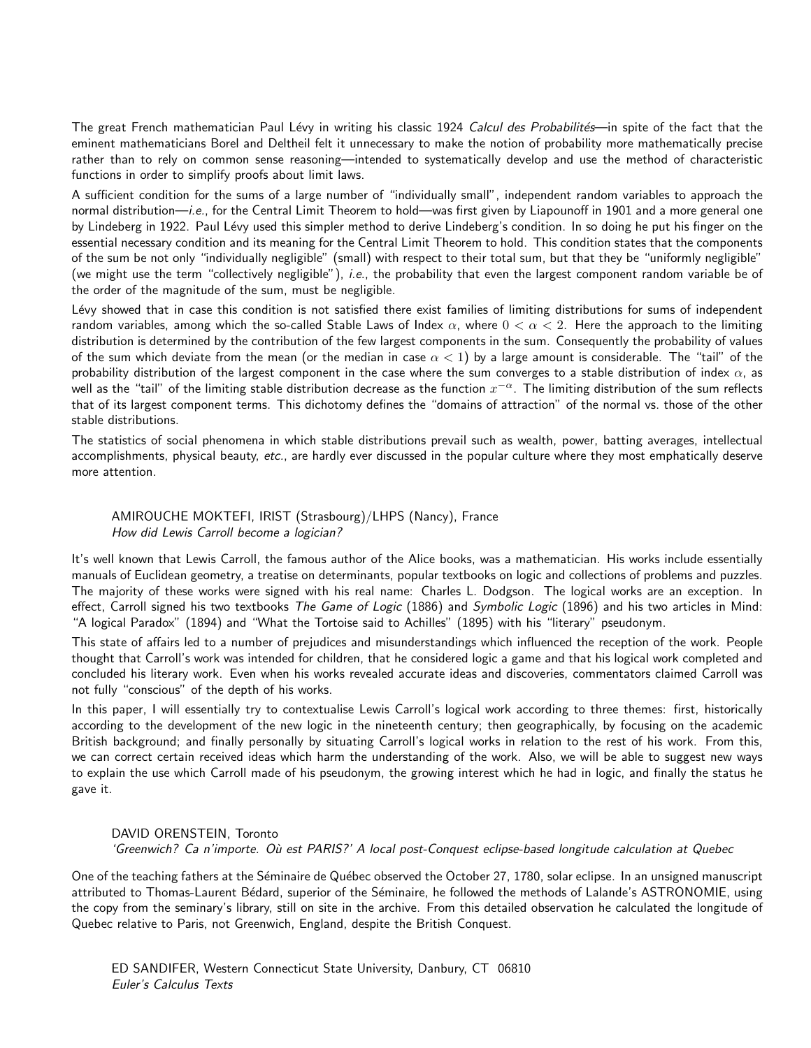The great French mathematician Paul Lévy in writing his classic 1924 *Calcul des Probabilités*—in spite of the fact that the eminent mathematicians Borel and Deltheil felt it unnecessary to make the notion of probability more mathematically precise rather than to rely on common sense reasoning—intended to systematically develop and use the method of characteristic functions in order to simplify proofs about limit laws.

A sufficient condition for the sums of a large number of "individually small", independent random variables to approach the normal distribution—*i.e.*, for the Central Limit Theorem to hold—was first given by Liapounoff in 1901 and a more general one by Lindeberg in 1922. Paul Lévy used this simpler method to derive Lindeberg's condition. In so doing he put his finger on the essential necessary condition and its meaning for the Central Limit Theorem to hold. This condition states that the components of the sum be not only "individually negligible" (small) with respect to their total sum, but that they be "uniformly negligible" (we might use the term "collectively negligible"), *i.e.*, the probability that even the largest component random variable be of the order of the magnitude of the sum, must be negligible.

Lévy showed that in case this condition is not satisfied there exist families of limiting distributions for sums of independent random variables, among which the so-called Stable Laws of Index $\alpha$, where $0 < \alpha < 2$. Here the approach to the limiting distribution is determined by the contribution of the few largest components in the sum. Consequently the probability of values of the sum which deviate from the mean (or the median in case $\alpha < 1$) by a large amount is considerable. The "tail" of the probability distribution of the largest component in the case where the sum converges to a stable distribution of index $\alpha$, as well as the "tail" of the limiting stable distribution decrease as the function $x^{-\alpha}$. The limiting distribution of the sum reflects that of its largest component terms. This dichotomy defines the "domains of attraction" of the normal vs. those of the other stable distributions.

The statistics of social phenomena in which stable distributions prevail such as wealth, power, batting averages, intellectual accomplishments, physical beauty, *etc.*, are hardly ever discussed in the popular culture where they most emphatically deserve more attention.

AMIROUCHE MOKTEFI, IRIST (Strasbourg)/LHPS (Nancy), France
*How did Lewis Carroll become a logician?*

It's well known that Lewis Carroll, the famous author of the Alice books, was a mathematician. His works include essentially manuals of Euclidean geometry, a treatise on determinants, popular textbooks on logic and collections of problems and puzzles. The majority of these works were signed with his real name: Charles L. Dodgson. The logical works are an exception. In effect, Carroll signed his two textbooks *The Game of Logic* (1886) and *Symbolic Logic* (1896) and his two articles in Mind: "A logical Paradox" (1894) and "What the Tortoise said to Achilles" (1895) with his "literary" pseudonym.

This state of affairs led to a number of prejudices and misunderstandings which influenced the reception of the work. People thought that Carroll's work was intended for children, that he considered logic a game and that his logical work completed and concluded his literary work. Even when his works revealed accurate ideas and discoveries, commentators claimed Carroll was not fully "conscious" of the depth of his works.

In this paper, I will essentially try to contextualise Lewis Carroll's logical work according to three themes: first, historically according to the development of the new logic in the nineteenth century; then geographically, by focusing on the academic British background; and finally personally by situating Carroll's logical works in relation to the rest of his work. From this, we can correct certain received ideas which harm the understanding of the work. Also, we will be able to suggest new ways to explain the use which Carroll made of his pseudonym, the growing interest which he had in logic, and finally the status he gave it.

DAVID ORENSTEIN, Toronto
*'Greenwich? Ca n'importe. Où est PARIS?' A local post-Conquest eclipse-based longitude calculation at Quebec*

One of the teaching fathers at the Séminaire de Québec observed the October 27, 1780, solar eclipse. In an unsigned manuscript attributed to Thomas-Laurent Bédard, superior of the Séminaire, he followed the methods of Lalande's ASTRONOMIE, using the copy from the seminary's library, still on site in the archive. From this detailed observation he calculated the longitude of Quebec relative to Paris, not Greenwich, England, despite the British Conquest.

ED SANDIFER, Western Connecticut State University, Danbury, CT 06810
*Euler's Calculus Texts*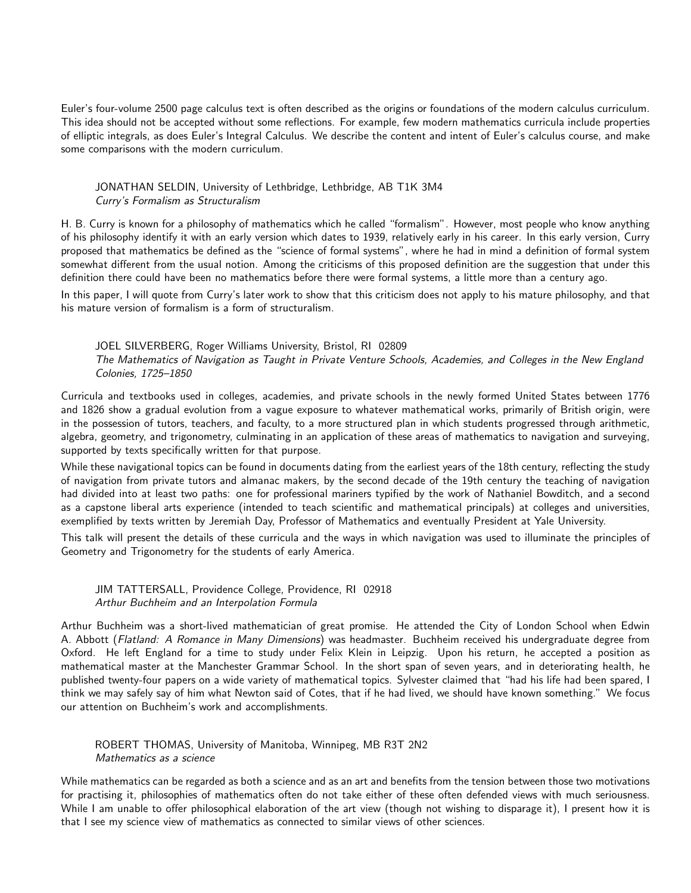Euler's four-volume 2500 page calculus text is often described as the origins or foundations of the modern calculus curriculum. This idea should not be accepted without some reflections. For example, few modern mathematics curricula include properties of elliptic integrals, as does Euler's Integral Calculus. We describe the content and intent of Euler's calculus course, and make some comparisons with the modern curriculum.

JONATHAN SELDIN, University of Lethbridge, Lethbridge, AB T1K 3M4
*Curry's Formalism as Structuralism*

H. B. Curry is known for a philosophy of mathematics which he called "formalism". However, most people who know anything of his philosophy identify it with an early version which dates to 1939, relatively early in his career. In this early version, Curry proposed that mathematics be defined as the "science of formal systems", where he had in mind a definition of formal system somewhat different from the usual notion. Among the criticisms of this proposed definition are the suggestion that under this definition there could have been no mathematics before there were formal systems, a little more than a century ago.

In this paper, I will quote from Curry's later work to show that this criticism does not apply to his mature philosophy, and that his mature version of formalism is a form of structuralism.

JOEL SILVERBERG, Roger Williams University, Bristol, RI 02809
*The Mathematics of Navigation as Taught in Private Venture Schools, Academies, and Colleges in the New England Colonies, 1725–1850*

Curricula and textbooks used in colleges, academies, and private schools in the newly formed United States between 1776 and 1826 show a gradual evolution from a vague exposure to whatever mathematical works, primarily of British origin, were in the possession of tutors, teachers, and faculty, to a more structured plan in which students progressed through arithmetic, algebra, geometry, and trigonometry, culminating in an application of these areas of mathematics to navigation and surveying, supported by texts specifically written for that purpose.

While these navigational topics can be found in documents dating from the earliest years of the 18th century, reflecting the study of navigation from private tutors and almanac makers, by the second decade of the 19th century the teaching of navigation had divided into at least two paths: one for professional mariners typified by the work of Nathaniel Bowditch, and a second as a capstone liberal arts experience (intended to teach scientific and mathematical principals) at colleges and universities, exemplified by texts written by Jeremiah Day, Professor of Mathematics and eventually President at Yale University.

This talk will present the details of these curricula and the ways in which navigation was used to illuminate the principles of Geometry and Trigonometry for the students of early America.

JIM TATTERSALL, Providence College, Providence, RI 02918
*Arthur Buchheim and an Interpolation Formula*

Arthur Buchheim was a short-lived mathematician of great promise. He attended the City of London School when Edwin A. Abbott (*Flatland: A Romance in Many Dimensions*) was headmaster. Buchheim received his undergraduate degree from Oxford. He left England for a time to study under Felix Klein in Leipzig. Upon his return, he accepted a position as mathematical master at the Manchester Grammar School. In the short span of seven years, and in deteriorating health, he published twenty-four papers on a wide variety of mathematical topics. Sylvester claimed that "had his life had been spared, I think we may safely say of him what Newton said of Cotes, that if he had lived, we should have known something." We focus our attention on Buchheim's work and accomplishments.

ROBERT THOMAS, University of Manitoba, Winnipeg, MB R3T 2N2
*Mathematics as a science*

While mathematics can be regarded as both a science and as an art and benefits from the tension between those two motivations for practising it, philosophies of mathematics often do not take either of these often defended views with much seriousness. While I am unable to offer philosophical elaboration of the art view (though not wishing to disparage it), I present how it is that I see my science view of mathematics as connected to similar views of other sciences.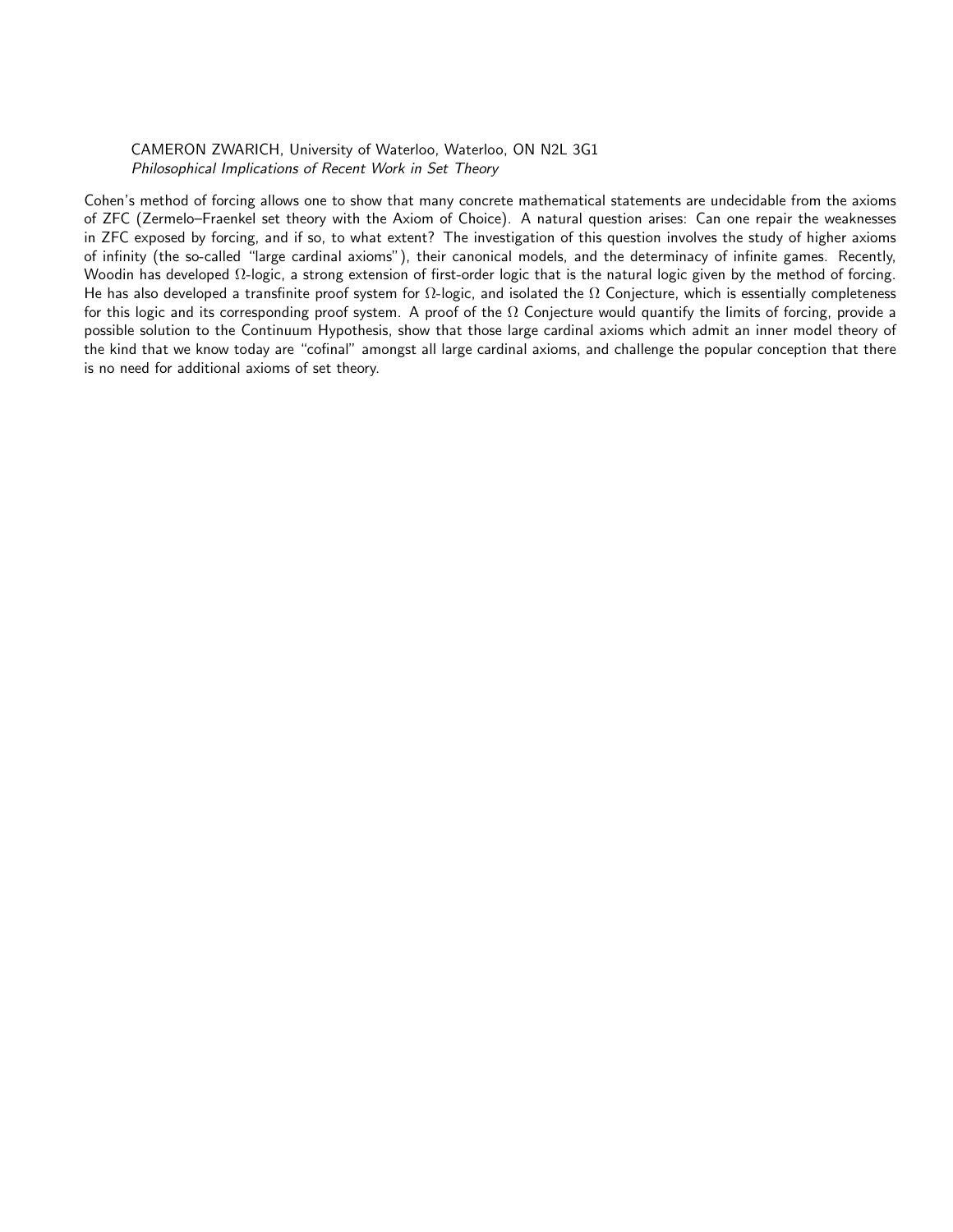CAMERON ZWARICH, University of Waterloo, Waterloo, ON N2L 3G1
*Philosophical Implications of Recent Work in Set Theory*

Cohen's method of forcing allows one to show that many concrete mathematical statements are undecidable from the axioms of ZFC (Zermelo–Fraenkel set theory with the Axiom of Choice). A natural question arises: Can one repair the weaknesses in ZFC exposed by forcing, and if so, to what extent? The investigation of this question involves the study of higher axioms of infinity (the so-called "large cardinal axioms"), their canonical models, and the determinacy of infinite games. Recently, Woodin has developed $\Omega$-logic, a strong extension of first-order logic that is the natural logic given by the method of forcing. He has also developed a transfinite proof system for $\Omega$-logic, and isolated the $\Omega$ Conjecture, which is essentially completeness for this logic and its corresponding proof system. A proof of the $\Omega$ Conjecture would quantify the limits of forcing, provide a possible solution to the Continuum Hypothesis, show that those large cardinal axioms which admit an inner model theory of the kind that we know today are "cofinal" amongst all large cardinal axioms, and challenge the popular conception that there is no need for additional axioms of set theory.